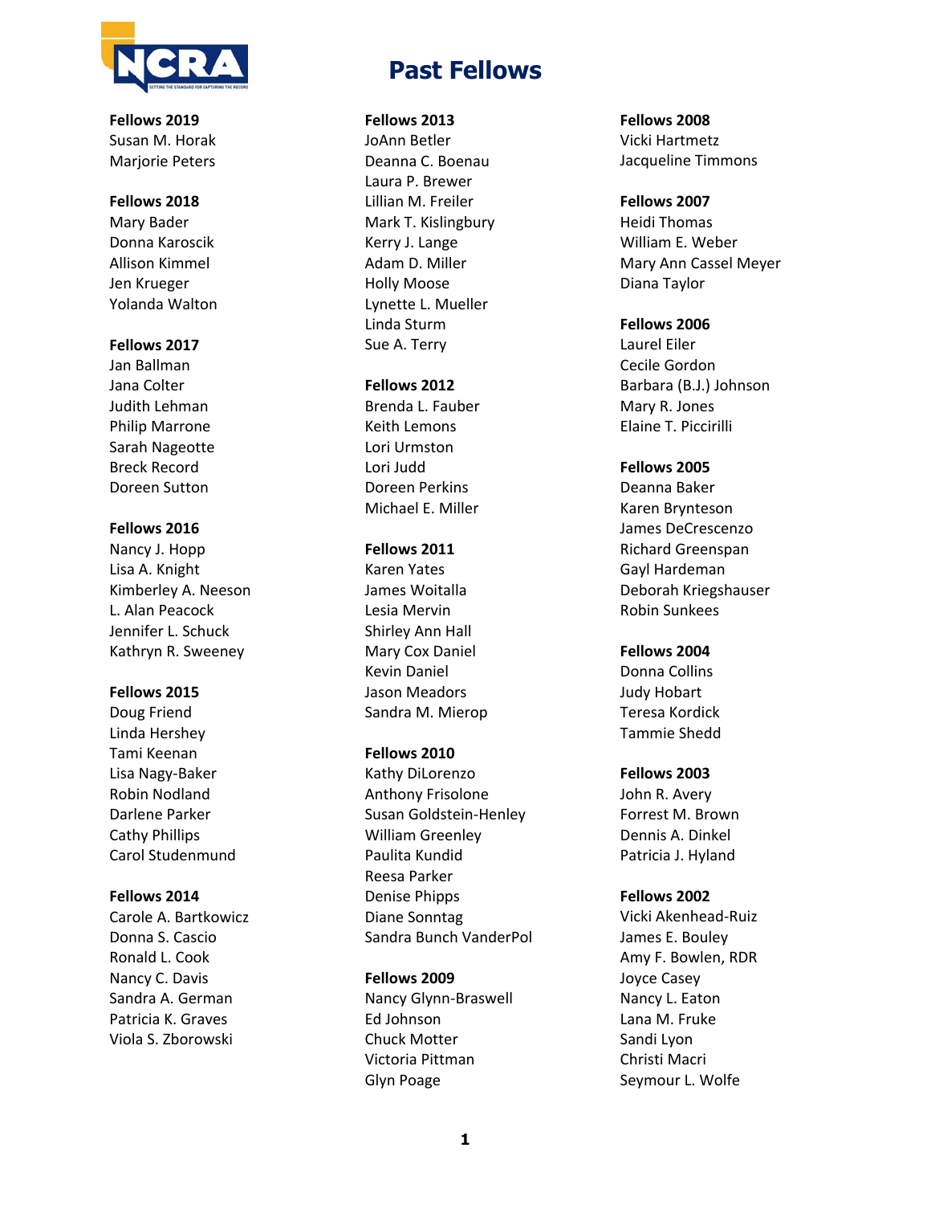# Past Fellows

**Fellows 2019**
Susan M. Horak
Marjorie Peters

**Fellows 2018**
Mary Bader
Donna Karoscik
Allison Kimmel
Jen Krueger
Yolanda Walton

**Fellows 2017**
Jan Ballman
Jana Colter
Judith Lehman
Philip Marrone
Sarah Nageotte
Breck Record
Doreen Sutton

**Fellows 2016**
Nancy J. Hopp
Lisa A. Knight
Kimberley A. Neeson
L. Alan Peacock
Jennifer L. Schuck
Kathryn R. Sweeney

**Fellows 2015**
Doug Friend
Linda Hershey
Tami Keenan
Lisa Nagy-Baker
Robin Nodland
Darlene Parker
Cathy Phillips
Carol Studenmund

**Fellows 2014**
Carole A. Bartkowicz
Donna S. Cascio
Ronald L. Cook
Nancy C. Davis
Sandra A. German
Patricia K. Graves
Viola S. Zborowski

**Fellows 2013**
JoAnn Betler
Deanna C. Boenau
Laura P. Brewer
Lillian M. Freiler
Mark T. Kislingbury
Kerry J. Lange
Adam D. Miller
Holly Moose
Lynette L. Mueller
Linda Sturm
Sue A. Terry

**Fellows 2012**
Brenda L. Fauber
Keith Lemons
Lori Urmston
Lori Judd
Doreen Perkins
Michael E. Miller

**Fellows 2011**
Karen Yates
James Woitalla
Lesia Mervin
Shirley Ann Hall
Mary Cox Daniel
Kevin Daniel
Jason Meadors
Sandra M. Mierop

**Fellows 2010**
Kathy DiLorenzo
Anthony Frisolone
Susan Goldstein-Henley
William Greenley
Paulita Kundid
Reesa Parker
Denise Phipps
Diane Sonntag
Sandra Bunch VanderPol

**Fellows 2009**
Nancy Glynn-Braswell
Ed Johnson
Chuck Motter
Victoria Pittman
Glyn Poage

**Fellows 2008**
Vicki Hartmetz
Jacqueline Timmons

**Fellows 2007**
Heidi Thomas
William E. Weber
Mary Ann Cassel Meyer
Diana Taylor

**Fellows 2006**
Laurel Eiler
Cecile Gordon
Barbara (B.J.) Johnson
Mary R. Jones
Elaine T. Piccirilli

**Fellows 2005**
Deanna Baker
Karen Brynteson
James DeCrescenzo
Richard Greenspan
Gayl Hardeman
Deborah Kriegshauser
Robin Sunkees

**Fellows 2004**
Donna Collins
Judy Hobart
Teresa Kordick
Tammie Shedd

**Fellows 2003**
John R. Avery
Forrest M. Brown
Dennis A. Dinkel
Patricia J. Hyland

**Fellows 2002**
Vicki Akenhead-Ruiz
James E. Bouley
Amy F. Bowlen, RDR
Joyce Casey
Nancy L. Eaton
Lana M. Fruke
Sandi Lyon
Christi Macri
Seymour L. Wolfe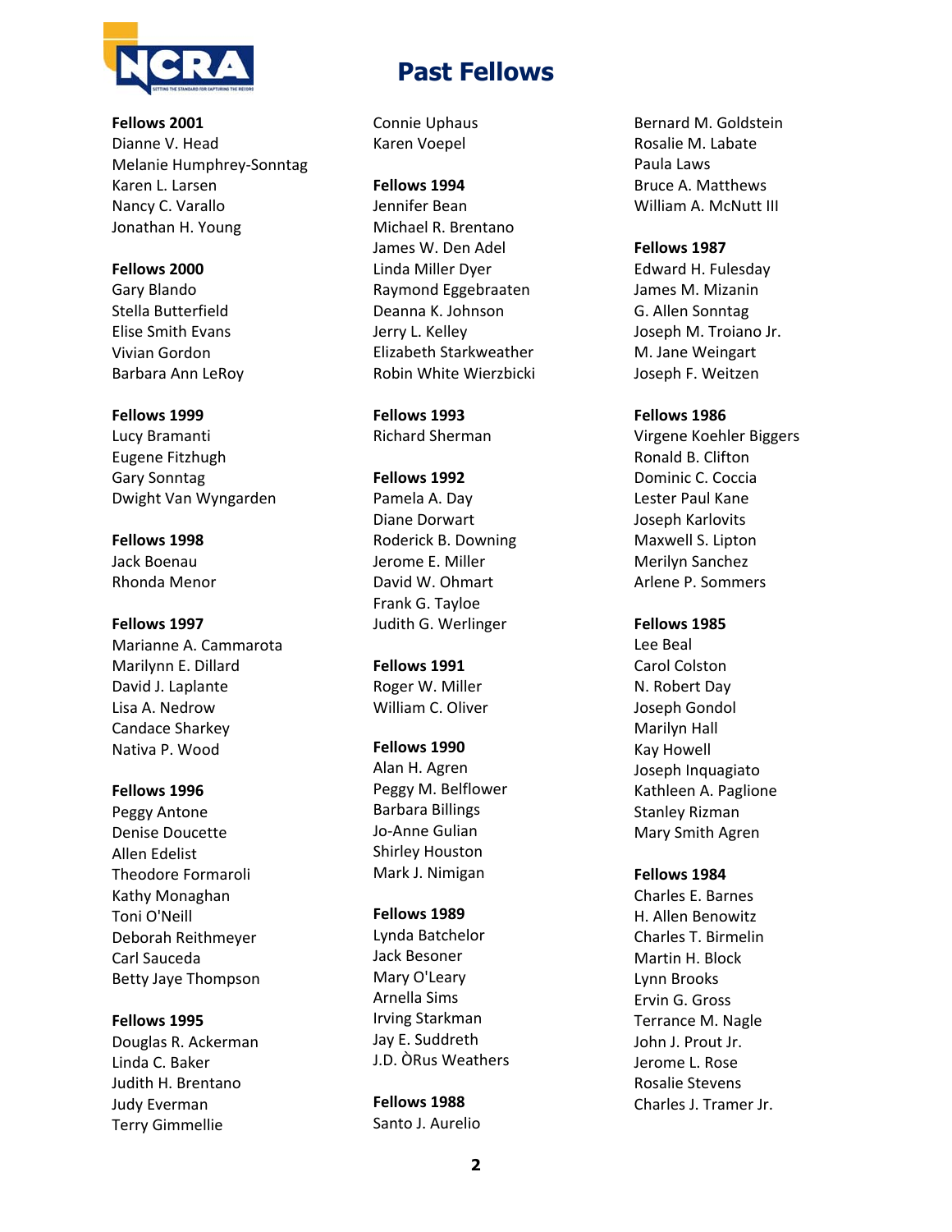# Past Fellows

**Fellows 2001**
Dianne V. Head
Melanie Humphrey-Sonntag
Karen L. Larsen
Nancy C. Varallo
Jonathan H. Young

**Fellows 2000**
Gary Blando
Stella Butterfield
Elise Smith Evans
Vivian Gordon
Barbara Ann LeRoy

**Fellows 1999**
Lucy Bramanti
Eugene Fitzhugh
Gary Sonntag
Dwight Van Wyngarden

**Fellows 1998**
Jack Boenau
Rhonda Menor

**Fellows 1997**
Marianne A. Cammarota
Marilynn E. Dillard
David J. Laplante
Lisa A. Nedrow
Candace Sharkey
Nativa P. Wood

**Fellows 1996**
Peggy Antone
Denise Doucette
Allen Edelist
Theodore Formaroli
Kathy Monaghan
Toni O'Neill
Deborah Reithmeyer
Carl Sauceda
Betty Jaye Thompson

**Fellows 1995**
Douglas R. Ackerman
Linda C. Baker
Judith H. Brentano
Judy Everman
Terry Gimmellie
Connie Uphaus
Karen Voepel

**Fellows 1994**
Jennifer Bean
Michael R. Brentano
James W. Den Adel
Linda Miller Dyer
Raymond Eggebraaten
Deanna K. Johnson
Jerry L. Kelley
Elizabeth Starkweather
Robin White Wierzbicki

**Fellows 1993**
Richard Sherman

**Fellows 1992**
Pamela A. Day
Diane Dorwart
Roderick B. Downing
Jerome E. Miller
David W. Ohmart
Frank G. Tayloe
Judith G. Werlinger

**Fellows 1991**
Roger W. Miller
William C. Oliver

**Fellows 1990**
Alan H. Agren
Peggy M. Belflower
Barbara Billings
Jo-Anne Gulian
Shirley Houston
Mark J. Nimigan

**Fellows 1989**
Lynda Batchelor
Jack Besoner
Mary O'Leary
Arnella Sims
Irving Starkman
Jay E. Suddreth
J.D. ÒRus Weathers

**Fellows 1988**
Santo J. Aurelio
Bernard M. Goldstein
Rosalie M. Labate
Paula Laws
Bruce A. Matthews
William A. McNutt III

**Fellows 1987**
Edward H. Fulesday
James M. Mizanin
G. Allen Sonntag
Joseph M. Troiano Jr.
M. Jane Weingart
Joseph F. Weitzen

**Fellows 1986**
Virgene Koehler Biggers
Ronald B. Clifton
Dominic C. Coccia
Lester Paul Kane
Joseph Karlovits
Maxwell S. Lipton
Merilyn Sanchez
Arlene P. Sommers

**Fellows 1985**
Lee Beal
Carol Colston
N. Robert Day
Joseph Gondol
Marilyn Hall
Kay Howell
Joseph Inquagiato
Kathleen A. Paglione
Stanley Rizman
Mary Smith Agren

**Fellows 1984**
Charles E. Barnes
H. Allen Benowitz
Charles T. Birmelin
Martin H. Block
Lynn Brooks
Ervin G. Gross
Terrance M. Nagle
John J. Prout Jr.
Jerome L. Rose
Rosalie Stevens
Charles J. Tramer Jr.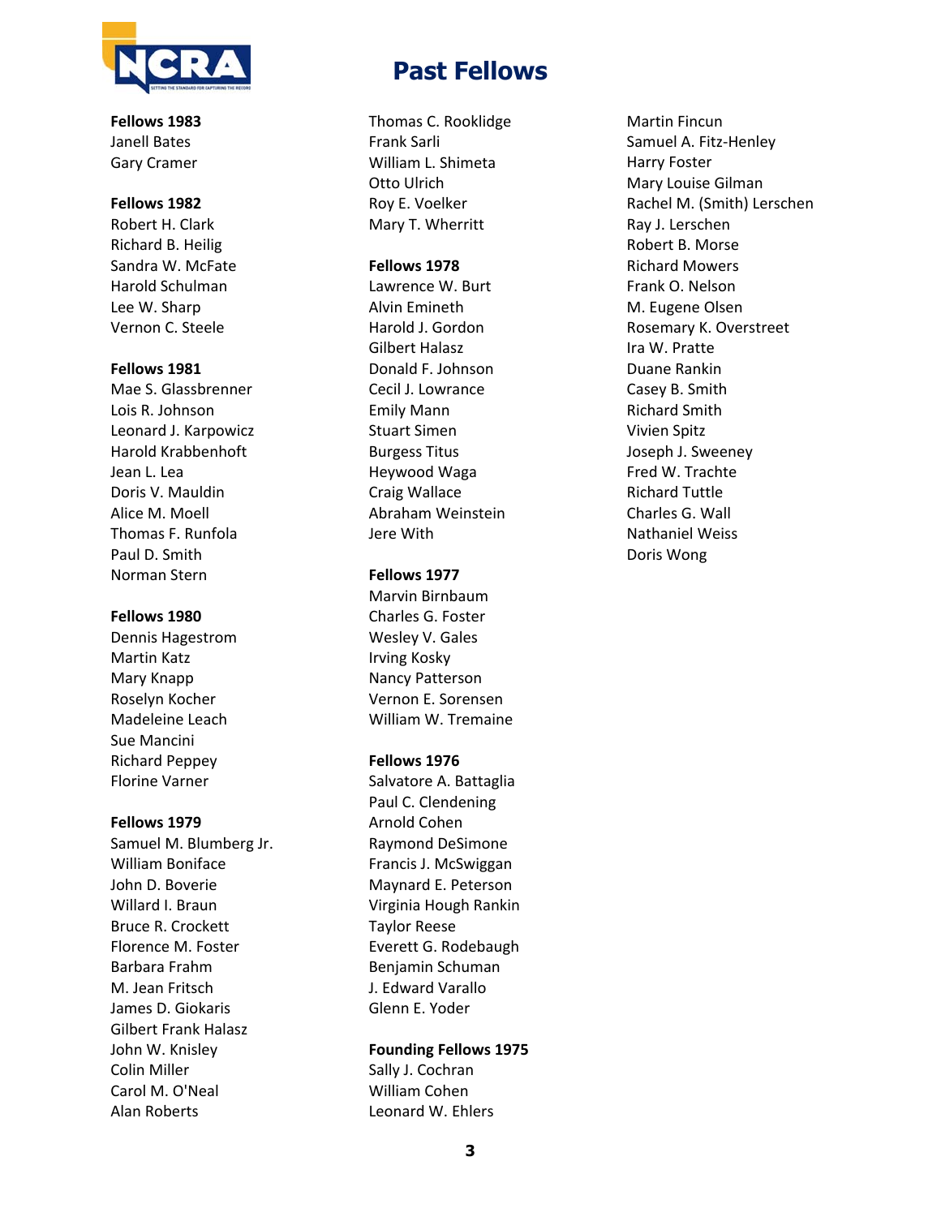# Past Fellows

**Fellows 1983**
Janell Bates
Gary Cramer

**Fellows 1982**
Robert H. Clark
Richard B. Heilig
Sandra W. McFate
Harold Schulman
Lee W. Sharp
Vernon C. Steele

**Fellows 1981**
Mae S. Glassbrenner
Lois R. Johnson
Leonard J. Karpowicz
Harold Krabbenhoft
Jean L. Lea
Doris V. Mauldin
Alice M. Moell
Thomas F. Runfola
Paul D. Smith
Norman Stern

**Fellows 1980**
Dennis Hagestrom
Martin Katz
Mary Knapp
Roselyn Kocher
Madeleine Leach
Sue Mancini
Richard Peppey
Florine Varner

**Fellows 1979**
Samuel M. Blumberg Jr.
William Boniface
John D. Boverie
Willard I. Braun
Bruce R. Crockett
Florence M. Foster
Barbara Frahm
M. Jean Fritsch
James D. Giokaris
Gilbert Frank Halasz
John W. Knisley
Colin Miller
Carol M. O'Neal
Alan Roberts
Thomas C. Rooklidge
Frank Sarli
William L. Shimeta
Otto Ulrich
Roy E. Voelker
Mary T. Wherritt

**Fellows 1978**
Lawrence W. Burt
Alvin Emineth
Harold J. Gordon
Gilbert Halasz
Donald F. Johnson
Cecil J. Lowrance
Emily Mann
Stuart Simen
Burgess Titus
Heywood Waga
Craig Wallace
Abraham Weinstein
Jere With

**Fellows 1977**
Marvin Birnbaum
Charles G. Foster
Wesley V. Gales
Irving Kosky
Nancy Patterson
Vernon E. Sorensen
William W. Tremaine

**Fellows 1976**
Salvatore A. Battaglia
Paul C. Clendening
Arnold Cohen
Raymond DeSimone
Francis J. McSwiggan
Maynard E. Peterson
Virginia Hough Rankin
Taylor Reese
Everett G. Rodebaugh
Benjamin Schuman
J. Edward Varallo
Glenn E. Yoder

**Founding Fellows 1975**
Sally J. Cochran
William Cohen
Leonard W. Ehlers
Martin Fincun
Samuel A. Fitz-Henley
Harry Foster
Mary Louise Gilman
Rachel M. (Smith) Lerschen
Ray J. Lerschen
Robert B. Morse
Richard Mowers
Frank O. Nelson
M. Eugene Olsen
Rosemary K. Overstreet
Ira W. Pratte
Duane Rankin
Casey B. Smith
Richard Smith
Vivien Spitz
Joseph J. Sweeney
Fred W. Trachte
Richard Tuttle
Charles G. Wall
Nathaniel Weiss
Doris Wong